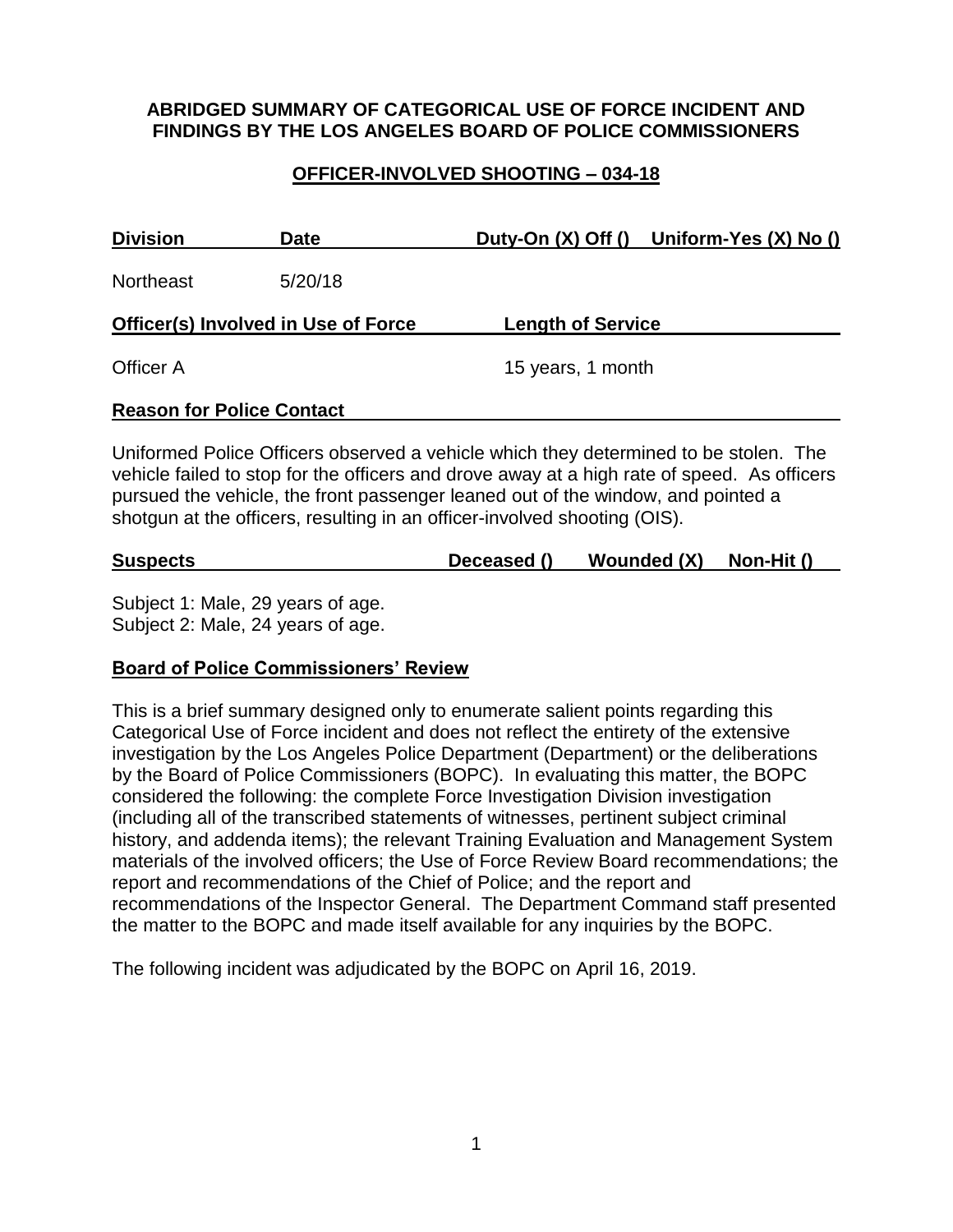**ABRIDGED SUMMARY OF CATEGORICAL USE OF FORCE INCIDENT AND FINDINGS BY THE LOS ANGELES BOARD OF POLICE COMMISSIONERS**

**OFFICER-INVOLVED SHOOTING – 034-18**

| Division | Date | Duty-On (X) Off () | Uniform-Yes (X) No () |
|---|---|---|---|
| Northeast | 5/20/18 | | |

| Officer(s) Involved in Use of Force | Length of Service |
|---|---|
| Officer A | 15 years, 1 month |

**Reason for Police Contact**

Uniformed Police Officers observed a vehicle which they determined to be stolen. The vehicle failed to stop for the officers and drove away at a high rate of speed. As officers pursued the vehicle, the front passenger leaned out of the window, and pointed a shotgun at the officers, resulting in an officer-involved shooting (OIS).

| Suspects | Deceased () | Wounded (X) | Non-Hit () |
|---|---|---|---|

Subject 1: Male, 29 years of age.
Subject 2: Male, 24 years of age.

**Board of Police Commissioners' Review**

This is a brief summary designed only to enumerate salient points regarding this Categorical Use of Force incident and does not reflect the entirety of the extensive investigation by the Los Angeles Police Department (Department) or the deliberations by the Board of Police Commissioners (BOPC). In evaluating this matter, the BOPC considered the following: the complete Force Investigation Division investigation (including all of the transcribed statements of witnesses, pertinent subject criminal history, and addenda items); the relevant Training Evaluation and Management System materials of the involved officers; the Use of Force Review Board recommendations; the report and recommendations of the Chief of Police; and the report and recommendations of the Inspector General. The Department Command staff presented the matter to the BOPC and made itself available for any inquiries by the BOPC.

The following incident was adjudicated by the BOPC on April 16, 2019.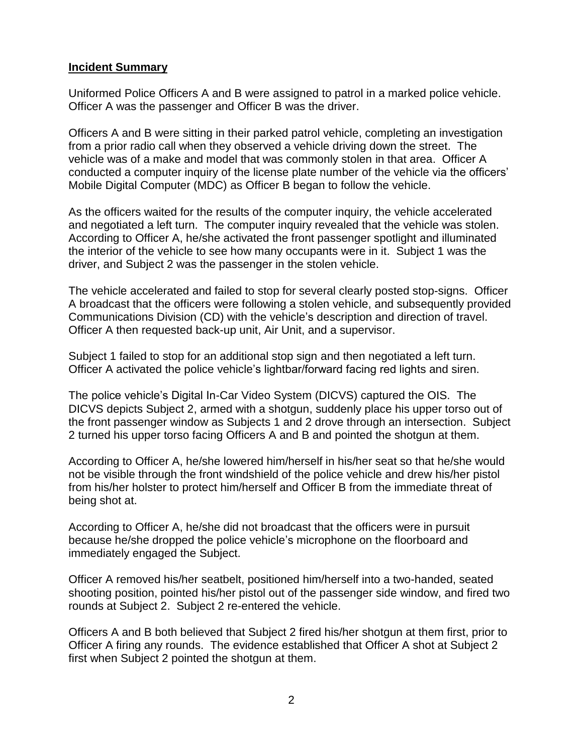**Incident Summary**

Uniformed Police Officers A and B were assigned to patrol in a marked police vehicle. Officer A was the passenger and Officer B was the driver.

Officers A and B were sitting in their parked patrol vehicle, completing an investigation from a prior radio call when they observed a vehicle driving down the street. The vehicle was of a make and model that was commonly stolen in that area. Officer A conducted a computer inquiry of the license plate number of the vehicle via the officers' Mobile Digital Computer (MDC) as Officer B began to follow the vehicle.

As the officers waited for the results of the computer inquiry, the vehicle accelerated and negotiated a left turn. The computer inquiry revealed that the vehicle was stolen. According to Officer A, he/she activated the front passenger spotlight and illuminated the interior of the vehicle to see how many occupants were in it. Subject 1 was the driver, and Subject 2 was the passenger in the stolen vehicle.

The vehicle accelerated and failed to stop for several clearly posted stop-signs. Officer A broadcast that the officers were following a stolen vehicle, and subsequently provided Communications Division (CD) with the vehicle's description and direction of travel. Officer A then requested back-up unit, Air Unit, and a supervisor.

Subject 1 failed to stop for an additional stop sign and then negotiated a left turn. Officer A activated the police vehicle's lightbar/forward facing red lights and siren.

The police vehicle's Digital In-Car Video System (DICVS) captured the OIS. The DICVS depicts Subject 2, armed with a shotgun, suddenly place his upper torso out of the front passenger window as Subjects 1 and 2 drove through an intersection. Subject 2 turned his upper torso facing Officers A and B and pointed the shotgun at them.

According to Officer A, he/she lowered him/herself in his/her seat so that he/she would not be visible through the front windshield of the police vehicle and drew his/her pistol from his/her holster to protect him/herself and Officer B from the immediate threat of being shot at.

According to Officer A, he/she did not broadcast that the officers were in pursuit because he/she dropped the police vehicle's microphone on the floorboard and immediately engaged the Subject.

Officer A removed his/her seatbelt, positioned him/herself into a two-handed, seated shooting position, pointed his/her pistol out of the passenger side window, and fired two rounds at Subject 2. Subject 2 re-entered the vehicle.

Officers A and B both believed that Subject 2 fired his/her shotgun at them first, prior to Officer A firing any rounds. The evidence established that Officer A shot at Subject 2 first when Subject 2 pointed the shotgun at them.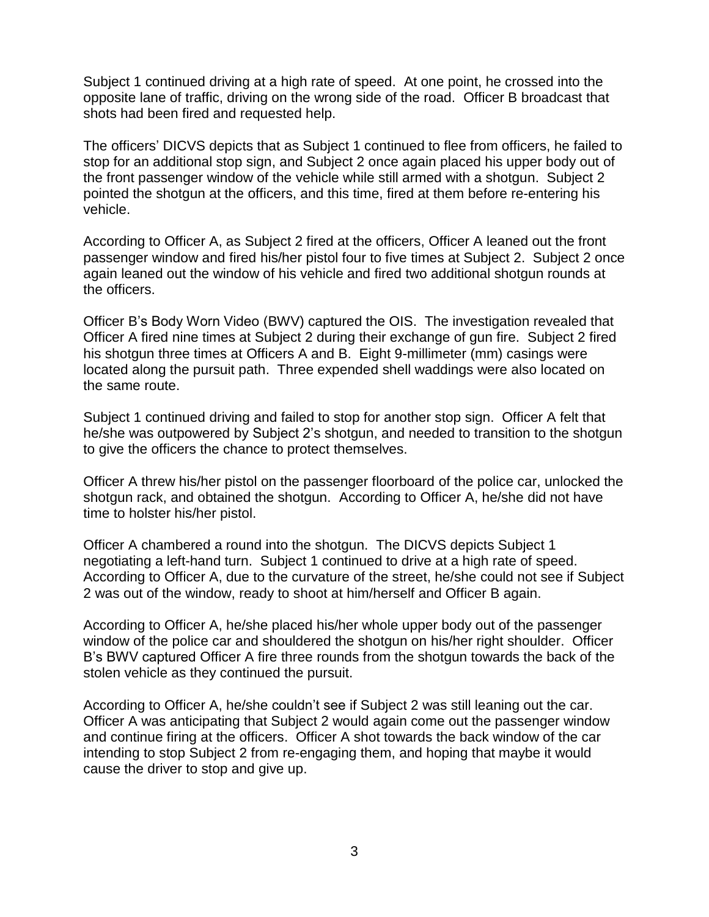Subject 1 continued driving at a high rate of speed. At one point, he crossed into the opposite lane of traffic, driving on the wrong side of the road. Officer B broadcast that shots had been fired and requested help.

The officers' DICVS depicts that as Subject 1 continued to flee from officers, he failed to stop for an additional stop sign, and Subject 2 once again placed his upper body out of the front passenger window of the vehicle while still armed with a shotgun. Subject 2 pointed the shotgun at the officers, and this time, fired at them before re-entering his vehicle.

According to Officer A, as Subject 2 fired at the officers, Officer A leaned out the front passenger window and fired his/her pistol four to five times at Subject 2. Subject 2 once again leaned out the window of his vehicle and fired two additional shotgun rounds at the officers.

Officer B's Body Worn Video (BWV) captured the OIS. The investigation revealed that Officer A fired nine times at Subject 2 during their exchange of gun fire. Subject 2 fired his shotgun three times at Officers A and B. Eight 9-millimeter (mm) casings were located along the pursuit path. Three expended shell waddings were also located on the same route.

Subject 1 continued driving and failed to stop for another stop sign. Officer A felt that he/she was outpowered by Subject 2's shotgun, and needed to transition to the shotgun to give the officers the chance to protect themselves.

Officer A threw his/her pistol on the passenger floorboard of the police car, unlocked the shotgun rack, and obtained the shotgun. According to Officer A, he/she did not have time to holster his/her pistol.

Officer A chambered a round into the shotgun. The DICVS depicts Subject 1 negotiating a left-hand turn. Subject 1 continued to drive at a high rate of speed. According to Officer A, due to the curvature of the street, he/she could not see if Subject 2 was out of the window, ready to shoot at him/herself and Officer B again.

According to Officer A, he/she placed his/her whole upper body out of the passenger window of the police car and shouldered the shotgun on his/her right shoulder. Officer B's BWV captured Officer A fire three rounds from the shotgun towards the back of the stolen vehicle as they continued the pursuit.

According to Officer A, he/she couldn't see if Subject 2 was still leaning out the car. Officer A was anticipating that Subject 2 would again come out the passenger window and continue firing at the officers. Officer A shot towards the back window of the car intending to stop Subject 2 from re-engaging them, and hoping that maybe it would cause the driver to stop and give up.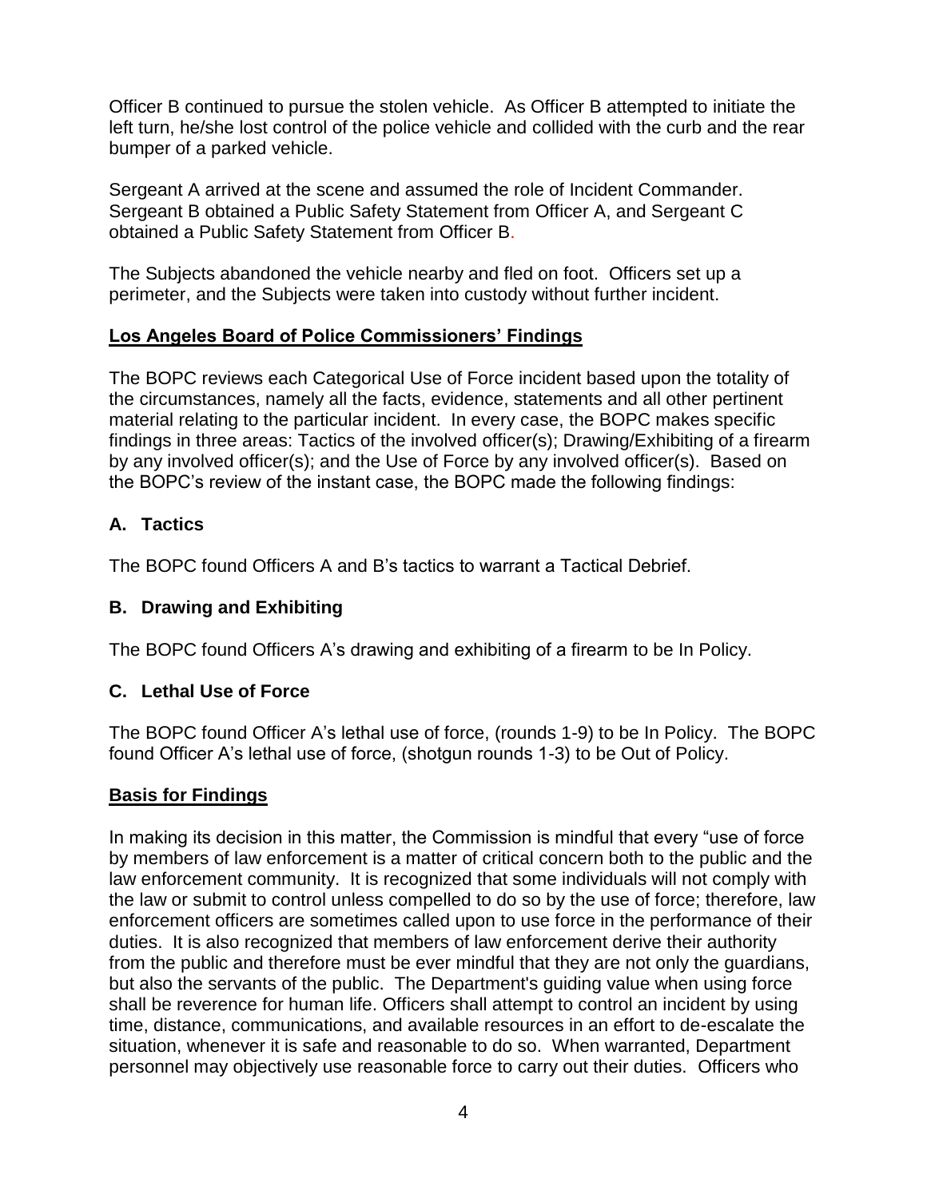Officer B continued to pursue the stolen vehicle. As Officer B attempted to initiate the left turn, he/she lost control of the police vehicle and collided with the curb and the rear bumper of a parked vehicle.

Sergeant A arrived at the scene and assumed the role of Incident Commander. Sergeant B obtained a Public Safety Statement from Officer A, and Sergeant C obtained a Public Safety Statement from Officer B.

The Subjects abandoned the vehicle nearby and fled on foot. Officers set up a perimeter, and the Subjects were taken into custody without further incident.

## Los Angeles Board of Police Commissioners' Findings

The BOPC reviews each Categorical Use of Force incident based upon the totality of the circumstances, namely all the facts, evidence, statements and all other pertinent material relating to the particular incident. In every case, the BOPC makes specific findings in three areas: Tactics of the involved officer(s); Drawing/Exhibiting of a firearm by any involved officer(s); and the Use of Force by any involved officer(s). Based on the BOPC's review of the instant case, the BOPC made the following findings:

### A. Tactics

The BOPC found Officers A and B's tactics to warrant a Tactical Debrief.

### B. Drawing and Exhibiting

The BOPC found Officers A's drawing and exhibiting of a firearm to be In Policy.

### C. Lethal Use of Force

The BOPC found Officer A's lethal use of force, (rounds 1-9) to be In Policy. The BOPC found Officer A's lethal use of force, (shotgun rounds 1-3) to be Out of Policy.

## Basis for Findings

In making its decision in this matter, the Commission is mindful that every "use of force by members of law enforcement is a matter of critical concern both to the public and the law enforcement community. It is recognized that some individuals will not comply with the law or submit to control unless compelled to do so by the use of force; therefore, law enforcement officers are sometimes called upon to use force in the performance of their duties. It is also recognized that members of law enforcement derive their authority from the public and therefore must be ever mindful that they are not only the guardians, but also the servants of the public. The Department's guiding value when using force shall be reverence for human life. Officers shall attempt to control an incident by using time, distance, communications, and available resources in an effort to de-escalate the situation, whenever it is safe and reasonable to do so. When warranted, Department personnel may objectively use reasonable force to carry out their duties. Officers who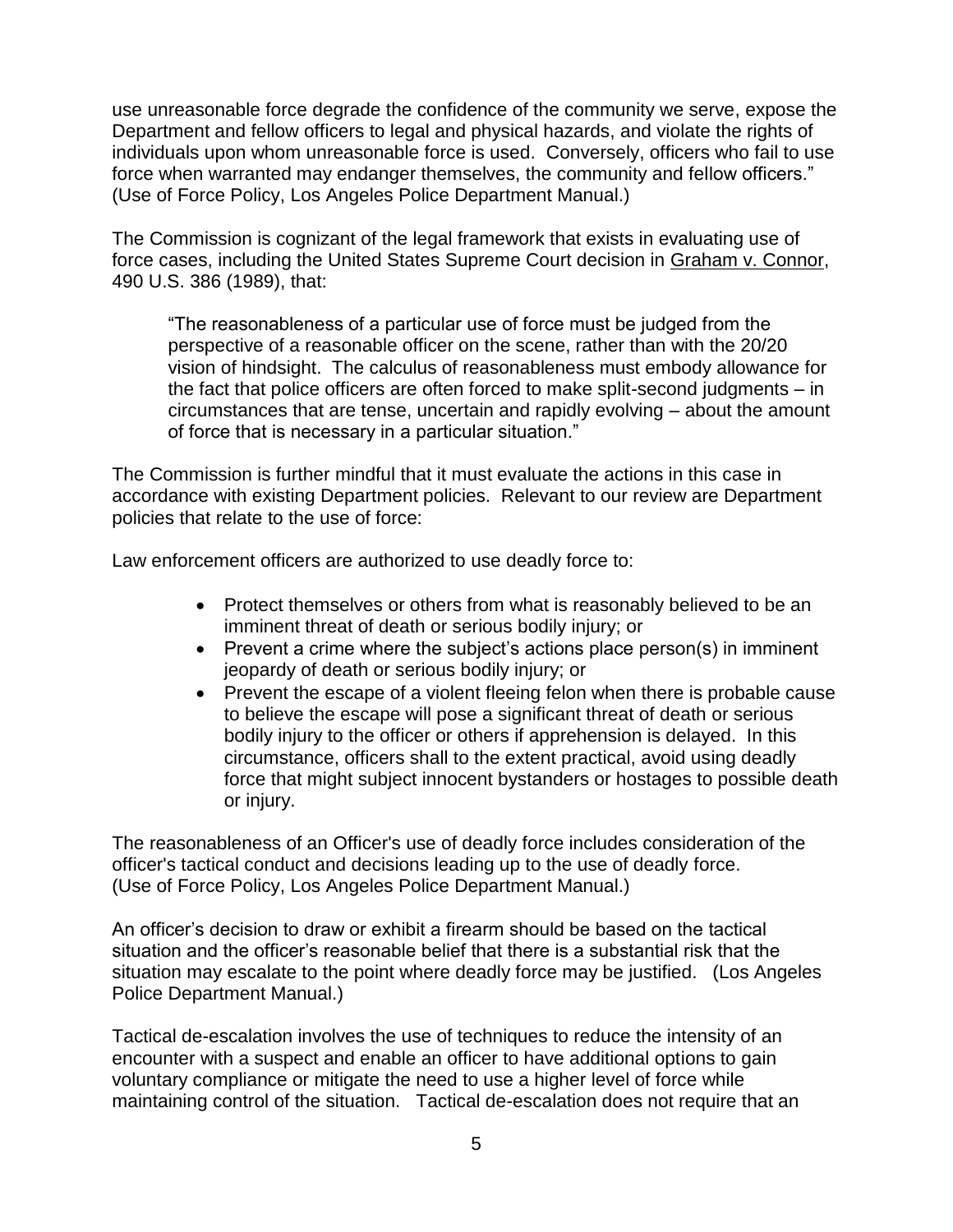use unreasonable force degrade the confidence of the community we serve, expose the Department and fellow officers to legal and physical hazards, and violate the rights of individuals upon whom unreasonable force is used. Conversely, officers who fail to use force when warranted may endanger themselves, the community and fellow officers." (Use of Force Policy, Los Angeles Police Department Manual.)

The Commission is cognizant of the legal framework that exists in evaluating use of force cases, including the United States Supreme Court decision in Graham v. Connor, 490 U.S. 386 (1989), that:

> "The reasonableness of a particular use of force must be judged from the perspective of a reasonable officer on the scene, rather than with the 20/20 vision of hindsight. The calculus of reasonableness must embody allowance for the fact that police officers are often forced to make split-second judgments – in circumstances that are tense, uncertain and rapidly evolving – about the amount of force that is necessary in a particular situation."

The Commission is further mindful that it must evaluate the actions in this case in accordance with existing Department policies. Relevant to our review are Department policies that relate to the use of force:

Law enforcement officers are authorized to use deadly force to:

- Protect themselves or others from what is reasonably believed to be an imminent threat of death or serious bodily injury; or
- Prevent a crime where the subject's actions place person(s) in imminent jeopardy of death or serious bodily injury; or
- Prevent the escape of a violent fleeing felon when there is probable cause to believe the escape will pose a significant threat of death or serious bodily injury to the officer or others if apprehension is delayed. In this circumstance, officers shall to the extent practical, avoid using deadly force that might subject innocent bystanders or hostages to possible death or injury.

The reasonableness of an Officer's use of deadly force includes consideration of the officer's tactical conduct and decisions leading up to the use of deadly force. (Use of Force Policy, Los Angeles Police Department Manual.)

An officer's decision to draw or exhibit a firearm should be based on the tactical situation and the officer's reasonable belief that there is a substantial risk that the situation may escalate to the point where deadly force may be justified. (Los Angeles Police Department Manual.)

Tactical de-escalation involves the use of techniques to reduce the intensity of an encounter with a suspect and enable an officer to have additional options to gain voluntary compliance or mitigate the need to use a higher level of force while maintaining control of the situation. Tactical de-escalation does not require that an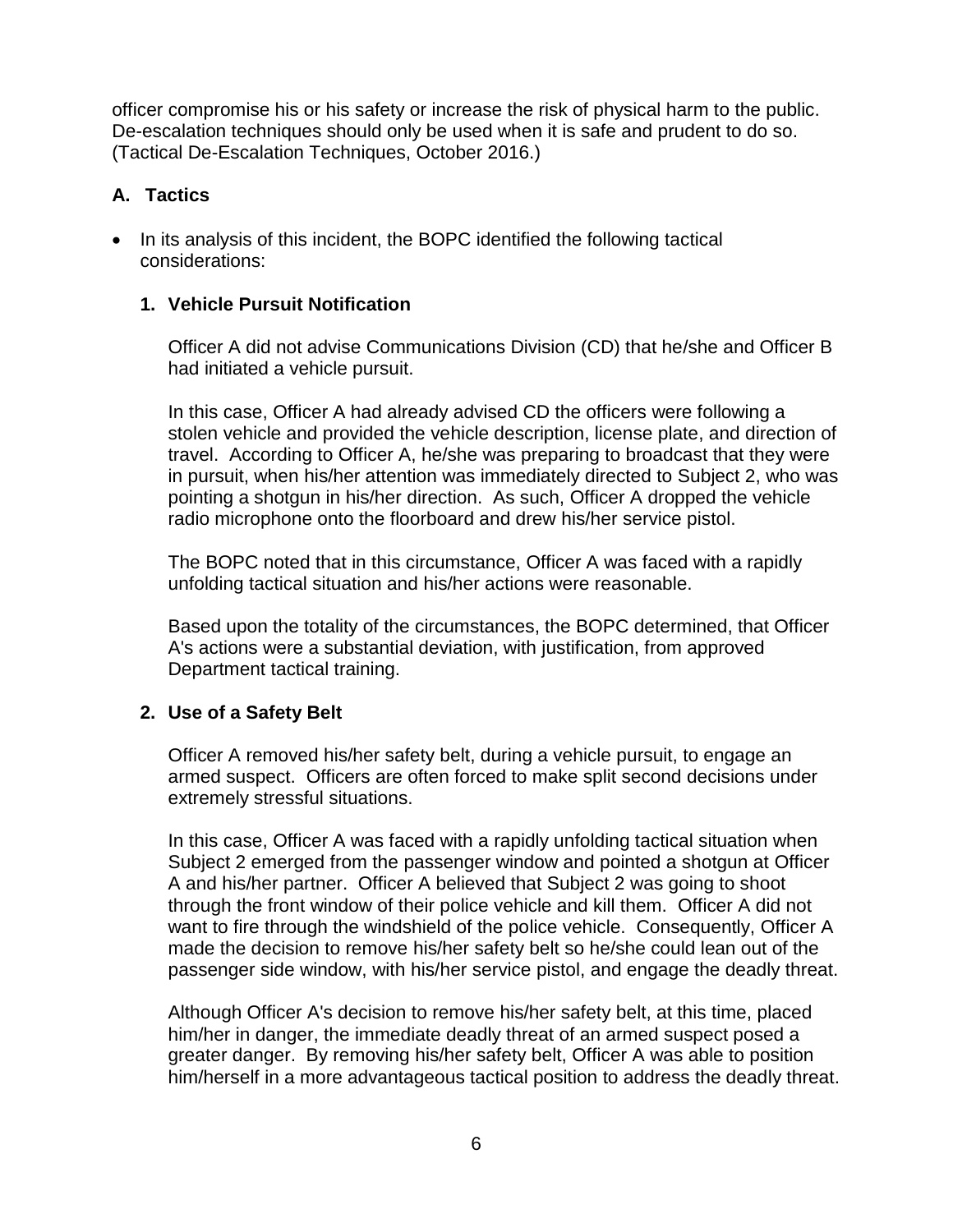officer compromise his or his safety or increase the risk of physical harm to the public. De-escalation techniques should only be used when it is safe and prudent to do so. (Tactical De-Escalation Techniques, October 2016.)

## A. Tactics

- In its analysis of this incident, the BOPC identified the following tactical considerations:

### 1. Vehicle Pursuit Notification

Officer A did not advise Communications Division (CD) that he/she and Officer B had initiated a vehicle pursuit.

In this case, Officer A had already advised CD the officers were following a stolen vehicle and provided the vehicle description, license plate, and direction of travel. According to Officer A, he/she was preparing to broadcast that they were in pursuit, when his/her attention was immediately directed to Subject 2, who was pointing a shotgun in his/her direction. As such, Officer A dropped the vehicle radio microphone onto the floorboard and drew his/her service pistol.

The BOPC noted that in this circumstance, Officer A was faced with a rapidly unfolding tactical situation and his/her actions were reasonable.

Based upon the totality of the circumstances, the BOPC determined, that Officer A's actions were a substantial deviation, with justification, from approved Department tactical training.

### 2. Use of a Safety Belt

Officer A removed his/her safety belt, during a vehicle pursuit, to engage an armed suspect. Officers are often forced to make split second decisions under extremely stressful situations.

In this case, Officer A was faced with a rapidly unfolding tactical situation when Subject 2 emerged from the passenger window and pointed a shotgun at Officer A and his/her partner. Officer A believed that Subject 2 was going to shoot through the front window of their police vehicle and kill them. Officer A did not want to fire through the windshield of the police vehicle. Consequently, Officer A made the decision to remove his/her safety belt so he/she could lean out of the passenger side window, with his/her service pistol, and engage the deadly threat.

Although Officer A's decision to remove his/her safety belt, at this time, placed him/her in danger, the immediate deadly threat of an armed suspect posed a greater danger. By removing his/her safety belt, Officer A was able to position him/herself in a more advantageous tactical position to address the deadly threat.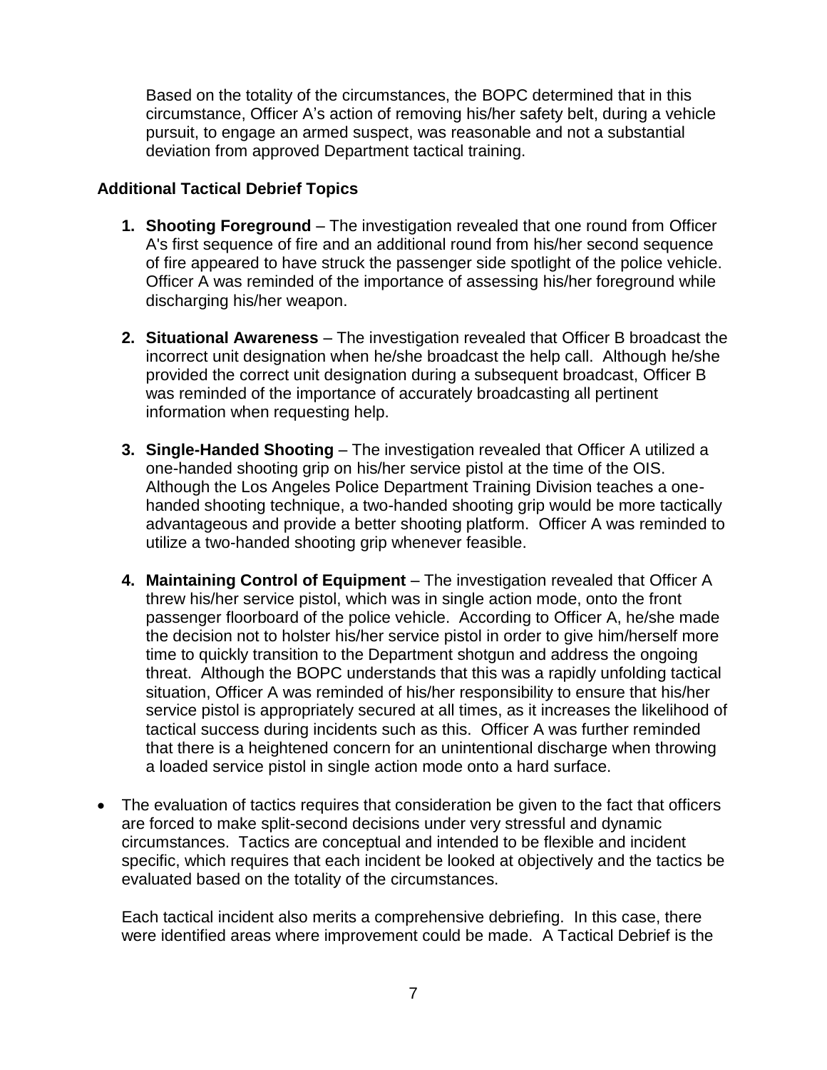Based on the totality of the circumstances, the BOPC determined that in this circumstance, Officer A's action of removing his/her safety belt, during a vehicle pursuit, to engage an armed suspect, was reasonable and not a substantial deviation from approved Department tactical training.

### Additional Tactical Debrief Topics

1. **Shooting Foreground** – The investigation revealed that one round from Officer A's first sequence of fire and an additional round from his/her second sequence of fire appeared to have struck the passenger side spotlight of the police vehicle. Officer A was reminded of the importance of assessing his/her foreground while discharging his/her weapon.

2. **Situational Awareness** – The investigation revealed that Officer B broadcast the incorrect unit designation when he/she broadcast the help call. Although he/she provided the correct unit designation during a subsequent broadcast, Officer B was reminded of the importance of accurately broadcasting all pertinent information when requesting help.

3. **Single-Handed Shooting** – The investigation revealed that Officer A utilized a one-handed shooting grip on his/her service pistol at the time of the OIS. Although the Los Angeles Police Department Training Division teaches a one-handed shooting technique, a two-handed shooting grip would be more tactically advantageous and provide a better shooting platform. Officer A was reminded to utilize a two-handed shooting grip whenever feasible.

4. **Maintaining Control of Equipment** – The investigation revealed that Officer A threw his/her service pistol, which was in single action mode, onto the front passenger floorboard of the police vehicle. According to Officer A, he/she made the decision not to holster his/her service pistol in order to give him/herself more time to quickly transition to the Department shotgun and address the ongoing threat. Although the BOPC understands that this was a rapidly unfolding tactical situation, Officer A was reminded of his/her responsibility to ensure that his/her service pistol is appropriately secured at all times, as it increases the likelihood of tactical success during incidents such as this. Officer A was further reminded that there is a heightened concern for an unintentional discharge when throwing a loaded service pistol in single action mode onto a hard surface.

- The evaluation of tactics requires that consideration be given to the fact that officers are forced to make split-second decisions under very stressful and dynamic circumstances. Tactics are conceptual and intended to be flexible and incident specific, which requires that each incident be looked at objectively and the tactics be evaluated based on the totality of the circumstances.

  Each tactical incident also merits a comprehensive debriefing. In this case, there were identified areas where improvement could be made. A Tactical Debrief is the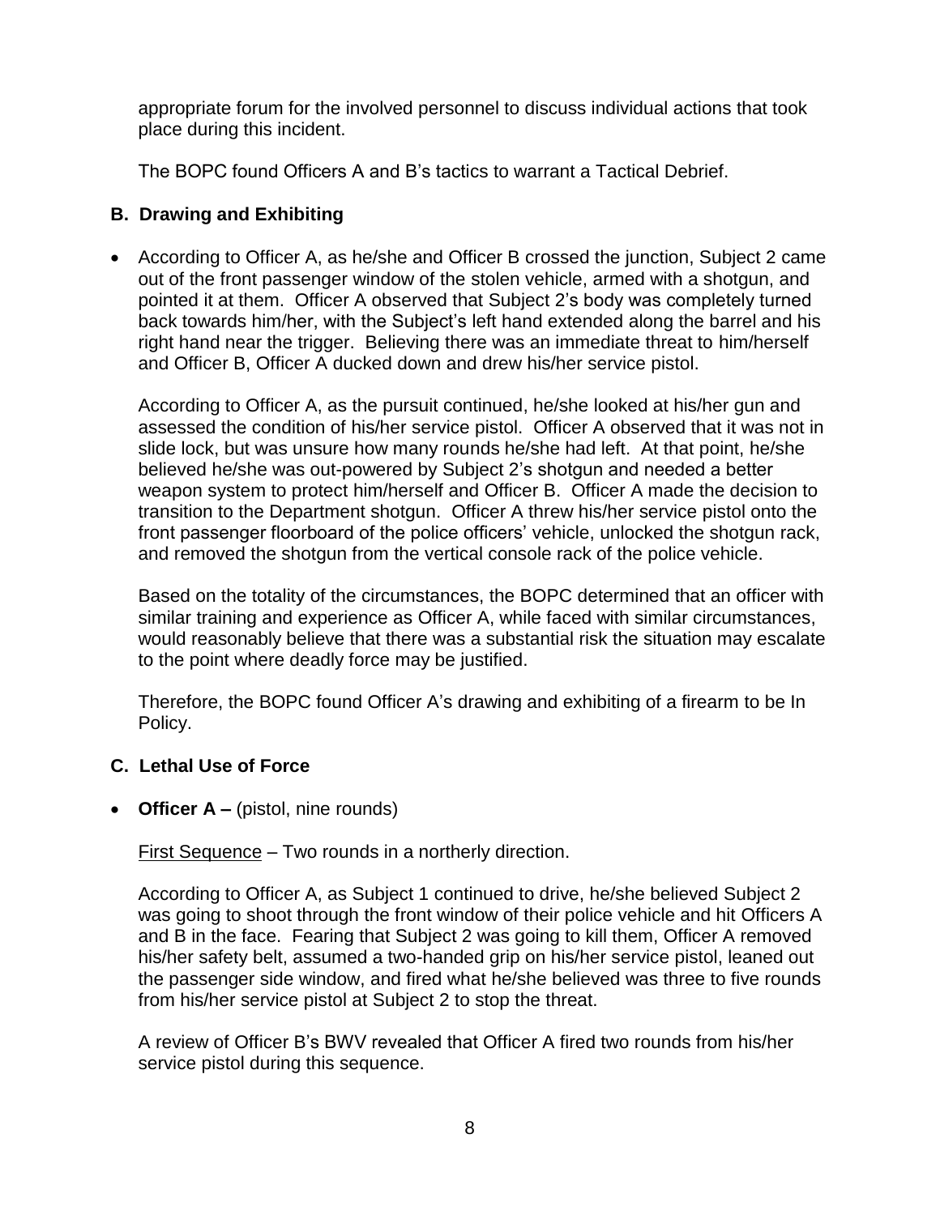appropriate forum for the involved personnel to discuss individual actions that took place during this incident.

The BOPC found Officers A and B's tactics to warrant a Tactical Debrief.

## B. Drawing and Exhibiting

- According to Officer A, as he/she and Officer B crossed the junction, Subject 2 came out of the front passenger window of the stolen vehicle, armed with a shotgun, and pointed it at them. Officer A observed that Subject 2's body was completely turned back towards him/her, with the Subject's left hand extended along the barrel and his right hand near the trigger. Believing there was an immediate threat to him/herself and Officer B, Officer A ducked down and drew his/her service pistol.

  According to Officer A, as the pursuit continued, he/she looked at his/her gun and assessed the condition of his/her service pistol. Officer A observed that it was not in slide lock, but was unsure how many rounds he/she had left. At that point, he/she believed he/she was out-powered by Subject 2's shotgun and needed a better weapon system to protect him/herself and Officer B. Officer A made the decision to transition to the Department shotgun. Officer A threw his/her service pistol onto the front passenger floorboard of the police officers' vehicle, unlocked the shotgun rack, and removed the shotgun from the vertical console rack of the police vehicle.

  Based on the totality of the circumstances, the BOPC determined that an officer with similar training and experience as Officer A, while faced with similar circumstances, would reasonably believe that there was a substantial risk the situation may escalate to the point where deadly force may be justified.

  Therefore, the BOPC found Officer A's drawing and exhibiting of a firearm to be In Policy.

## C. Lethal Use of Force

- **Officer A –** (pistol, nine rounds)

  First Sequence – Two rounds in a northerly direction.

  According to Officer A, as Subject 1 continued to drive, he/she believed Subject 2 was going to shoot through the front window of their police vehicle and hit Officers A and B in the face. Fearing that Subject 2 was going to kill them, Officer A removed his/her safety belt, assumed a two-handed grip on his/her service pistol, leaned out the passenger side window, and fired what he/she believed was three to five rounds from his/her service pistol at Subject 2 to stop the threat.

  A review of Officer B's BWV revealed that Officer A fired two rounds from his/her service pistol during this sequence.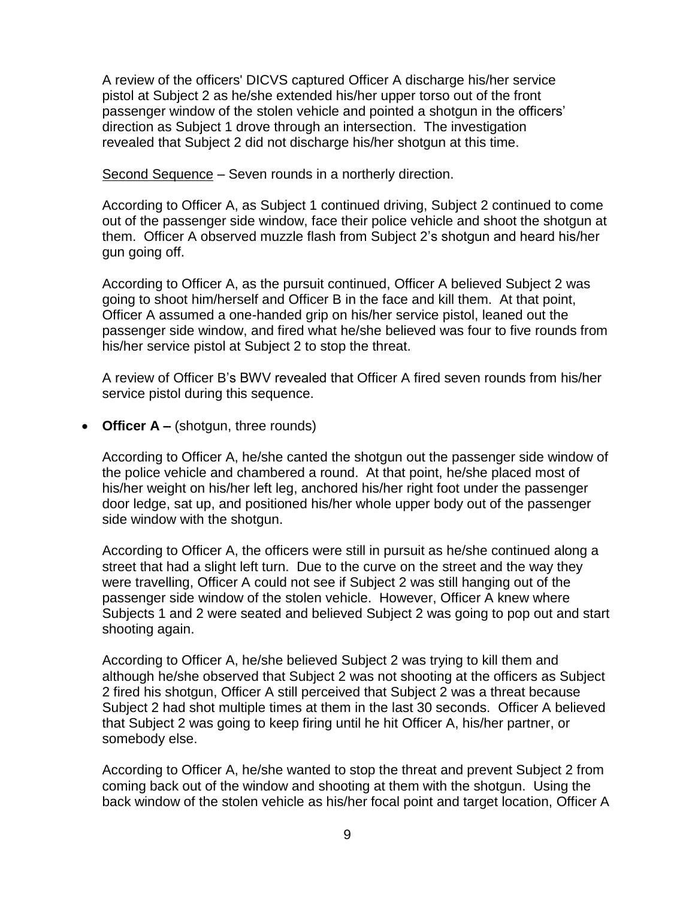A review of the officers' DICVS captured Officer A discharge his/her service pistol at Subject 2 as he/she extended his/her upper torso out of the front passenger window of the stolen vehicle and pointed a shotgun in the officers' direction as Subject 1 drove through an intersection. The investigation revealed that Subject 2 did not discharge his/her shotgun at this time.

Second Sequence – Seven rounds in a northerly direction.

According to Officer A, as Subject 1 continued driving, Subject 2 continued to come out of the passenger side window, face their police vehicle and shoot the shotgun at them. Officer A observed muzzle flash from Subject 2's shotgun and heard his/her gun going off.

According to Officer A, as the pursuit continued, Officer A believed Subject 2 was going to shoot him/herself and Officer B in the face and kill them. At that point, Officer A assumed a one-handed grip on his/her service pistol, leaned out the passenger side window, and fired what he/she believed was four to five rounds from his/her service pistol at Subject 2 to stop the threat.

A review of Officer B's BWV revealed that Officer A fired seven rounds from his/her service pistol during this sequence.

- **Officer A –** (shotgun, three rounds)

  According to Officer A, he/she canted the shotgun out the passenger side window of the police vehicle and chambered a round. At that point, he/she placed most of his/her weight on his/her left leg, anchored his/her right foot under the passenger door ledge, sat up, and positioned his/her whole upper body out of the passenger side window with the shotgun.

  According to Officer A, the officers were still in pursuit as he/she continued along a street that had a slight left turn. Due to the curve on the street and the way they were travelling, Officer A could not see if Subject 2 was still hanging out of the passenger side window of the stolen vehicle. However, Officer A knew where Subjects 1 and 2 were seated and believed Subject 2 was going to pop out and start shooting again.

  According to Officer A, he/she believed Subject 2 was trying to kill them and although he/she observed that Subject 2 was not shooting at the officers as Subject 2 fired his shotgun, Officer A still perceived that Subject 2 was a threat because Subject 2 had shot multiple times at them in the last 30 seconds. Officer A believed that Subject 2 was going to keep firing until he hit Officer A, his/her partner, or somebody else.

  According to Officer A, he/she wanted to stop the threat and prevent Subject 2 from coming back out of the window and shooting at them with the shotgun. Using the back window of the stolen vehicle as his/her focal point and target location, Officer A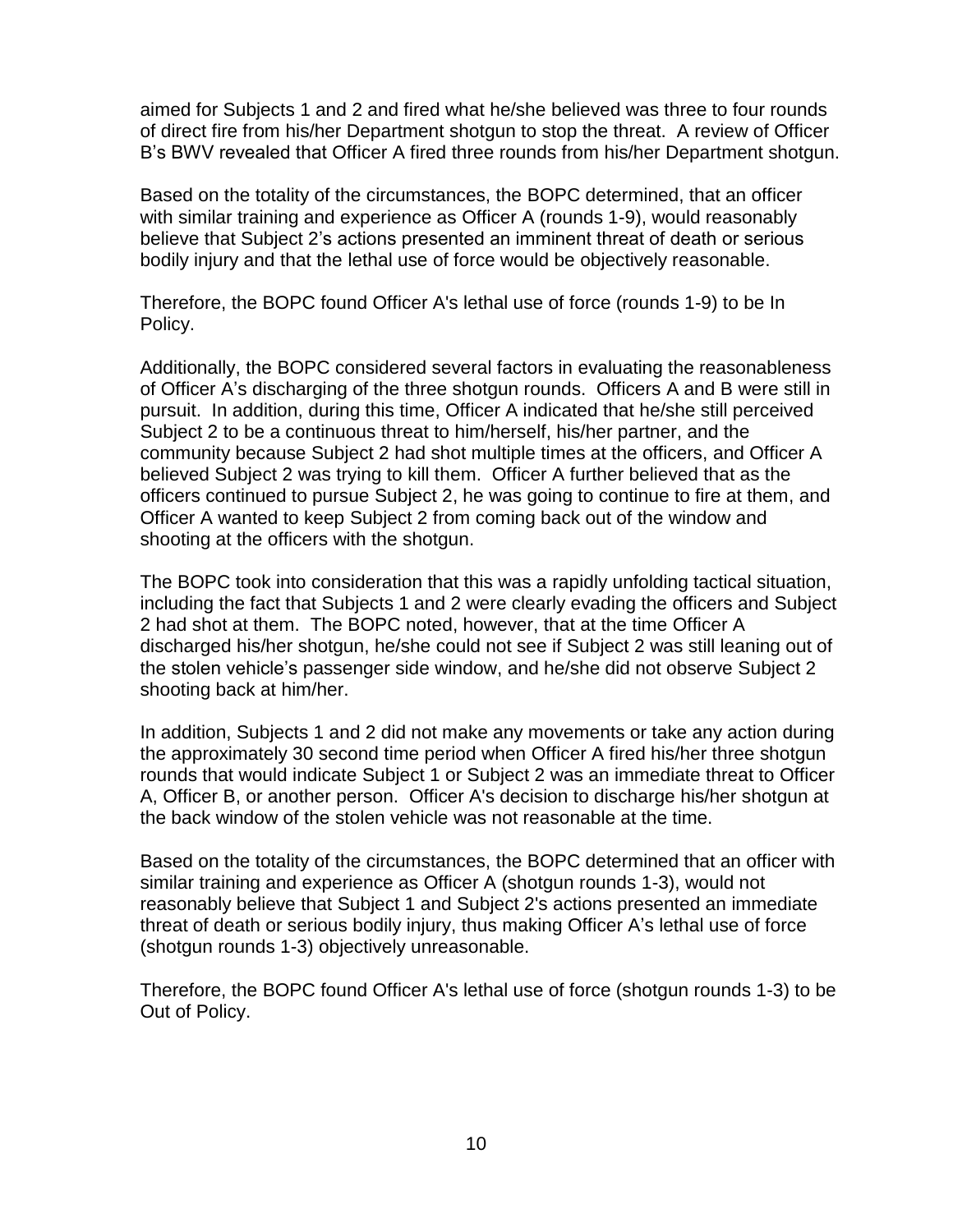aimed for Subjects 1 and 2 and fired what he/she believed was three to four rounds of direct fire from his/her Department shotgun to stop the threat. A review of Officer B's BWV revealed that Officer A fired three rounds from his/her Department shotgun.

Based on the totality of the circumstances, the BOPC determined, that an officer with similar training and experience as Officer A (rounds 1-9), would reasonably believe that Subject 2's actions presented an imminent threat of death or serious bodily injury and that the lethal use of force would be objectively reasonable.

Therefore, the BOPC found Officer A's lethal use of force (rounds 1-9) to be In Policy.

Additionally, the BOPC considered several factors in evaluating the reasonableness of Officer A's discharging of the three shotgun rounds. Officers A and B were still in pursuit. In addition, during this time, Officer A indicated that he/she still perceived Subject 2 to be a continuous threat to him/herself, his/her partner, and the community because Subject 2 had shot multiple times at the officers, and Officer A believed Subject 2 was trying to kill them. Officer A further believed that as the officers continued to pursue Subject 2, he was going to continue to fire at them, and Officer A wanted to keep Subject 2 from coming back out of the window and shooting at the officers with the shotgun.

The BOPC took into consideration that this was a rapidly unfolding tactical situation, including the fact that Subjects 1 and 2 were clearly evading the officers and Subject 2 had shot at them. The BOPC noted, however, that at the time Officer A discharged his/her shotgun, he/she could not see if Subject 2 was still leaning out of the stolen vehicle's passenger side window, and he/she did not observe Subject 2 shooting back at him/her.

In addition, Subjects 1 and 2 did not make any movements or take any action during the approximately 30 second time period when Officer A fired his/her three shotgun rounds that would indicate Subject 1 or Subject 2 was an immediate threat to Officer A, Officer B, or another person. Officer A's decision to discharge his/her shotgun at the back window of the stolen vehicle was not reasonable at the time.

Based on the totality of the circumstances, the BOPC determined that an officer with similar training and experience as Officer A (shotgun rounds 1-3), would not reasonably believe that Subject 1 and Subject 2's actions presented an immediate threat of death or serious bodily injury, thus making Officer A's lethal use of force (shotgun rounds 1-3) objectively unreasonable.

Therefore, the BOPC found Officer A's lethal use of force (shotgun rounds 1-3) to be Out of Policy.